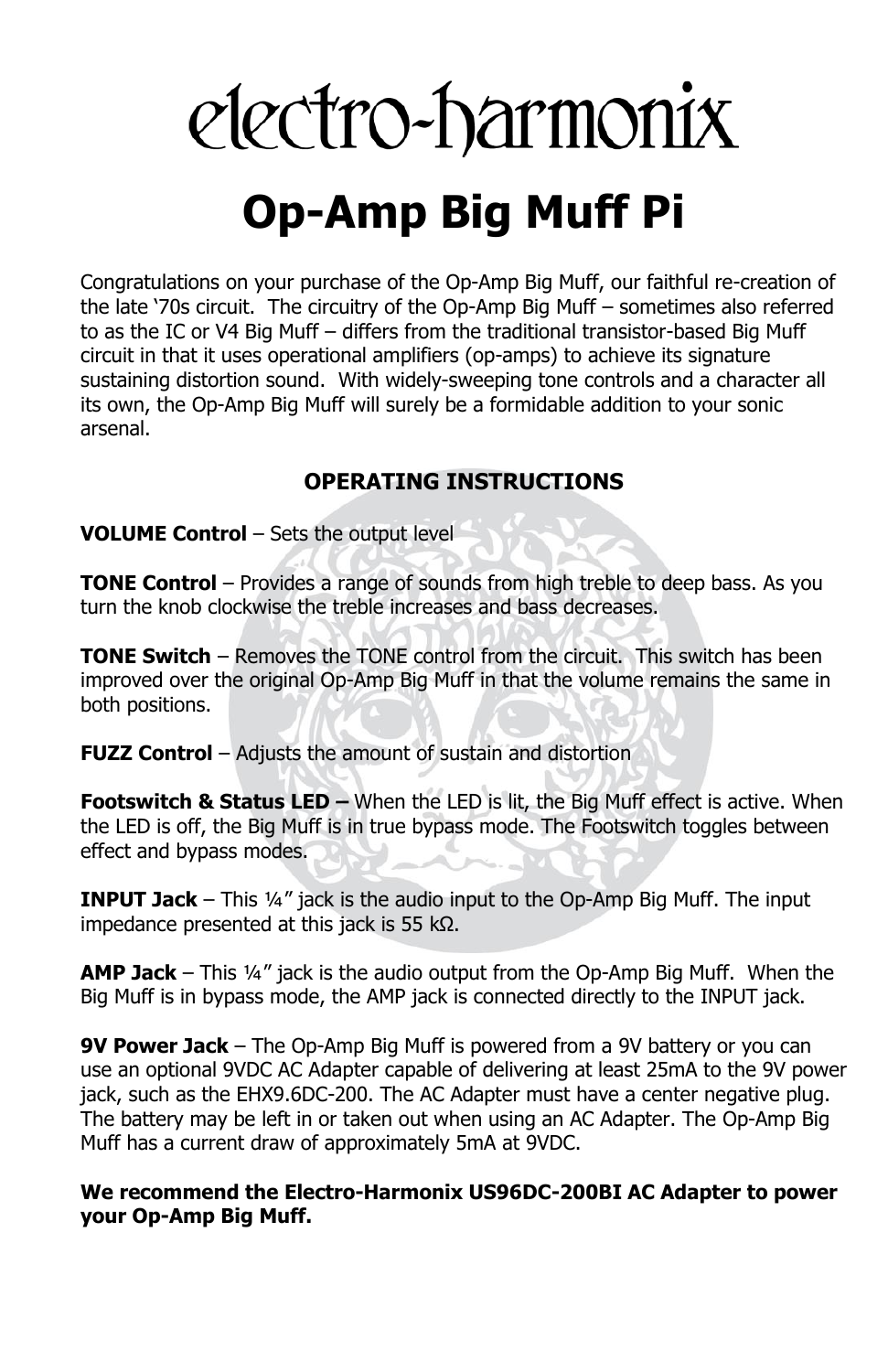# electro-harmonix

# Op-Amp Big Muff Pi

Congratulations on your purchase of the Op-Amp Big Muff, our faithful re-creation of the late '70s circuit. The circuitry of the Op-Amp Big Muff – sometimes also referred to as the IC or V4 Big Muff – differs from the traditional transistor-based Big Muff circuit in that it uses operational amplifiers (op-amps) to achieve its signature sustaining distortion sound. With widely-sweeping tone controls and a character all its own, the Op-Amp Big Muff will surely be a formidable addition to your sonic arsenal.

## OPERATING INSTRUCTIONS

**VOLUME Control** – Sets the output level

**TONE Control** – Provides a range of sounds from high treble to deep bass. As you turn the knob clockwise the treble increases and bass decreases.

**TONE Switch** – Removes the TONE control from the circuit. This switch has been improved over the original Op-Amp Big Muff in that the volume remains the same in both positions.

**FUZZ Control** – Adjusts the amount of sustain and distortion

**Footswitch & Status LED –** When the LED is lit, the Big Muff effect is active. When the LED is off, the Big Muff is in true bypass mode. The Footswitch toggles between effect and bypass modes.

**INPUT Jack** – This ¼" jack is the audio input to the Op-Amp Big Muff. The input impedance presented at this jack is 55 kΩ.

**AMP Jack** – This ¼" jack is the audio output from the Op-Amp Big Muff. When the Big Muff is in bypass mode, the AMP jack is connected directly to the INPUT jack.

**9V Power Jack** – The Op-Amp Big Muff is powered from a 9V battery or you can use an optional 9VDC AC Adapter capable of delivering at least 25mA to the 9V power jack, such as the EHX9.6DC-200. The AC Adapter must have a center negative plug. The battery may be left in or taken out when using an AC Adapter. The Op-Amp Big Muff has a current draw of approximately 5mA at 9VDC.

**We recommend the Electro-Harmonix US96DC-200BI AC Adapter to power your Op-Amp Big Muff.**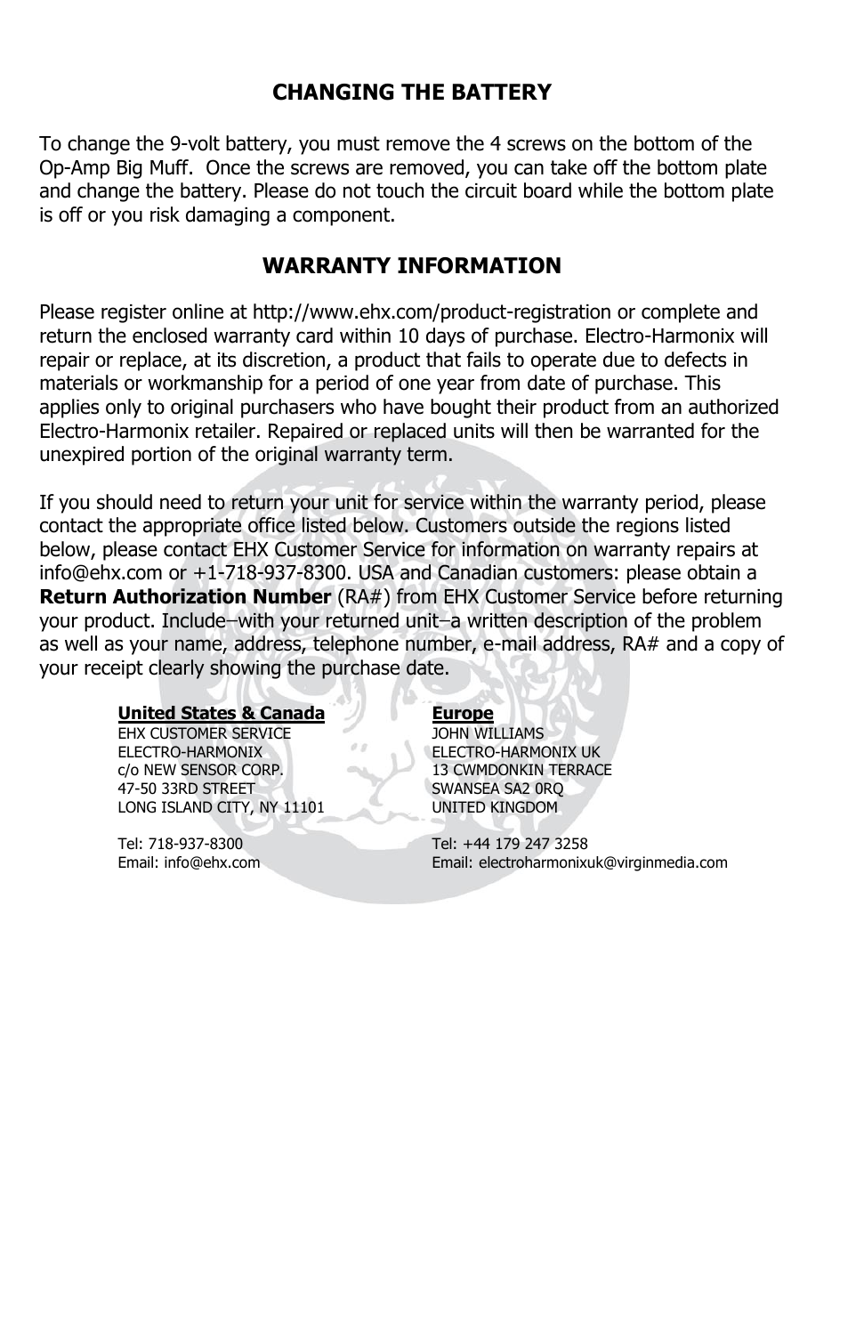## CHANGING THE BATTERY

To change the 9-volt battery, you must remove the 4 screws on the bottom of the Op-Amp Big Muff. Once the screws are removed, you can take off the bottom plate and change the battery. Please do not touch the circuit board while the bottom plate is off or you risk damaging a component.

## WARRANTY INFORMATION

Please register online at http://www.ehx.com/product-registration or complete and return the enclosed warranty card within 10 days of purchase. Electro-Harmonix will repair or replace, at its discretion, a product that fails to operate due to defects in materials or workmanship for a period of one year from date of purchase. This applies only to original purchasers who have bought their product from an authorized Electro-Harmonix retailer. Repaired or replaced units will then be warranted for the unexpired portion of the original warranty term.

If you should need to return your unit for service within the warranty period, please contact the appropriate office listed below. Customers outside the regions listed below, please contact EHX Customer Service for information on warranty repairs at info@ehx.com or +1-718-937-8300. USA and Canadian customers: please obtain a **Return Authorization Number** (RA#) from EHX Customer Service before returning your product. Include–with your returned unit–a written description of the problem as well as your name, address, telephone number, e-mail address, RA# and a copy of your receipt clearly showing the purchase date.

**United States & Canada**
EHX CUSTOMER SERVICE
ELECTRO-HARMONIX
c/o NEW SENSOR CORP.
47-50 33RD STREET
LONG ISLAND CITY, NY 11101

Tel: 718-937-8300
Email: info@ehx.com

**Europe**
JOHN WILLIAMS
ELECTRO-HARMONIX UK
13 CWMDONKIN TERRACE
SWANSEA SA2 0RQ
UNITED KINGDOM

Tel: +44 179 247 3258
Email: electroharmonixuk@virginmedia.com